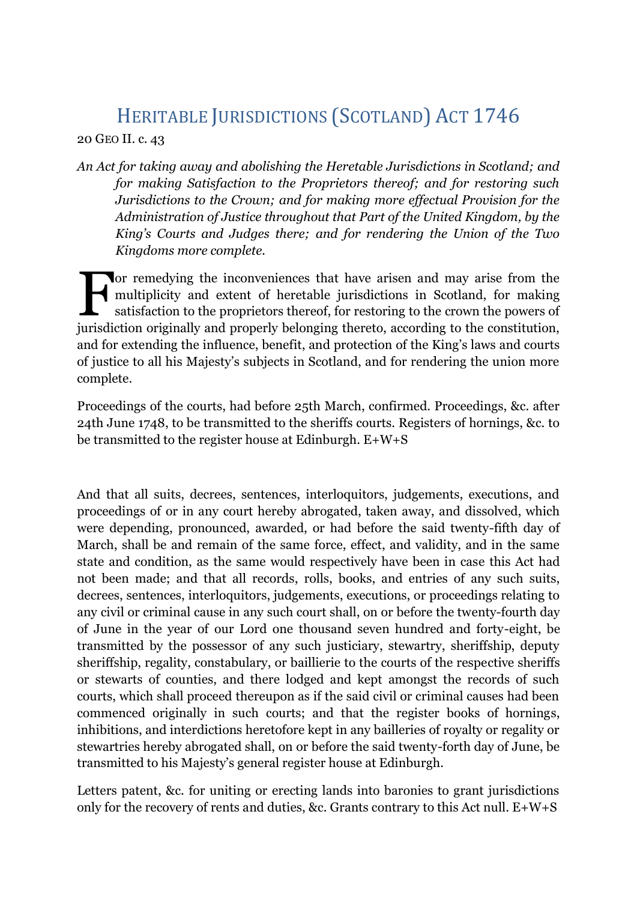# HERITABLE JURISDICTIONS (SCOTLAND) ACT 1746

20 GEO II. c. 43

*An Act for taking away and abolishing the Heretable Jurisdictions in Scotland; and for making Satisfaction to the Proprietors thereof; and for restoring such Jurisdictions to the Crown; and for making more effectual Provision for the Administration of Justice throughout that Part of the United Kingdom, by the King's Courts and Judges there; and for rendering the Union of the Two Kingdoms more complete.*

For remedying the inconveniences that have arisen and may arise from the multiplicity and extent of heretable jurisdictions in Scotland, for making satisfaction to the proprietors thereof, for restoring to the crown the powers of jurisdiction originally and properly belonging thereto, according to the constitution, and for extending the influence, benefit, and protection of the King's laws and courts of justice to all his Majesty's subjects in Scotland, and for rendering the union more complete.

Proceedings of the courts, had before 25th March, confirmed. Proceedings, &c. after 24th June 1748, to be transmitted to the sheriffs courts. Registers of hornings, &c. to be transmitted to the register house at Edinburgh. E+W+S

And that all suits, decrees, sentences, interloquitors, judgements, executions, and proceedings of or in any court hereby abrogated, taken away, and dissolved, which were depending, pronounced, awarded, or had before the said twenty-fifth day of March, shall be and remain of the same force, effect, and validity, and in the same state and condition, as the same would respectively have been in case this Act had not been made; and that all records, rolls, books, and entries of any such suits, decrees, sentences, interloquitors, judgements, executions, or proceedings relating to any civil or criminal cause in any such court shall, on or before the twenty-fourth day of June in the year of our Lord one thousand seven hundred and forty-eight, be transmitted by the possessor of any such justiciary, stewartry, sheriffship, deputy sheriffship, regality, constabulary, or baillierie to the courts of the respective sheriffs or stewarts of counties, and there lodged and kept amongst the records of such courts, which shall proceed thereupon as if the said civil or criminal causes had been commenced originally in such courts; and that the register books of hornings, inhibitions, and interdictions heretofore kept in any bailleries of royalty or regality or stewartries hereby abrogated shall, on or before the said twenty-forth day of June, be transmitted to his Majesty's general register house at Edinburgh.

Letters patent, &c. for uniting or erecting lands into baronies to grant jurisdictions only for the recovery of rents and duties, &c. Grants contrary to this Act null. E+W+S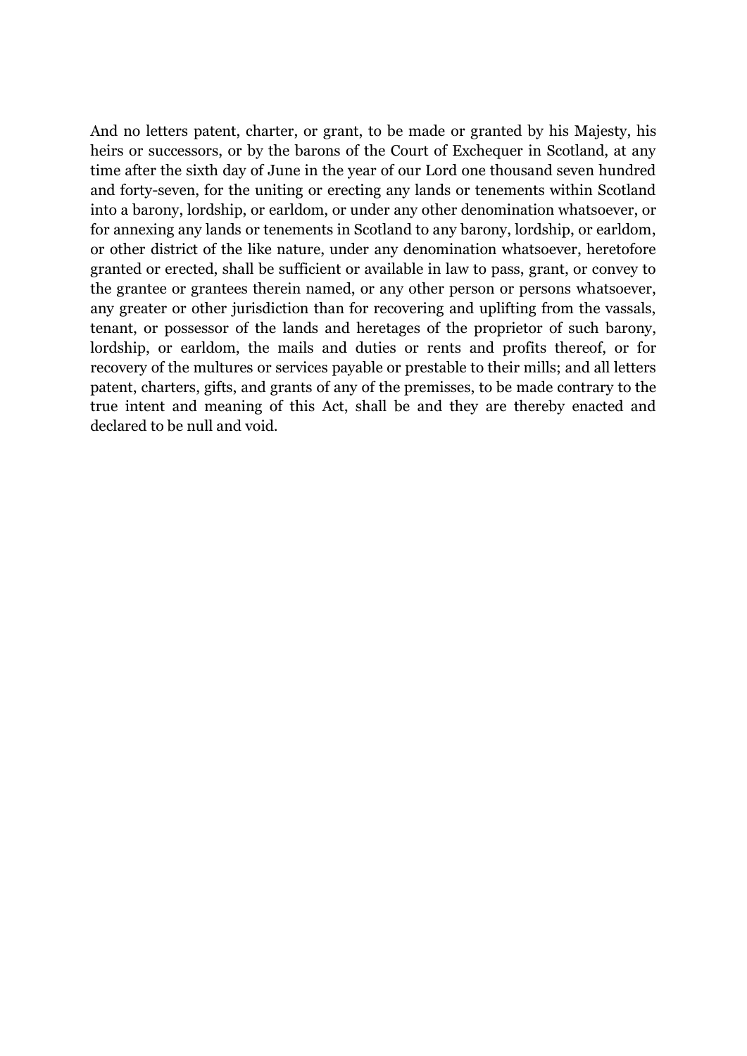And no letters patent, charter, or grant, to be made or granted by his Majesty, his heirs or successors, or by the barons of the Court of Exchequer in Scotland, at any time after the sixth day of June in the year of our Lord one thousand seven hundred and forty-seven, for the uniting or erecting any lands or tenements within Scotland into a barony, lordship, or earldom, or under any other denomination whatsoever, or for annexing any lands or tenements in Scotland to any barony, lordship, or earldom, or other district of the like nature, under any denomination whatsoever, heretofore granted or erected, shall be sufficient or available in law to pass, grant, or convey to the grantee or grantees therein named, or any other person or persons whatsoever, any greater or other jurisdiction than for recovering and uplifting from the vassals, tenant, or possessor of the lands and heretages of the proprietor of such barony, lordship, or earldom, the mails and duties or rents and profits thereof, or for recovery of the multures or services payable or prestable to their mills; and all letters patent, charters, gifts, and grants of any of the premisses, to be made contrary to the true intent and meaning of this Act, shall be and they are thereby enacted and declared to be null and void.